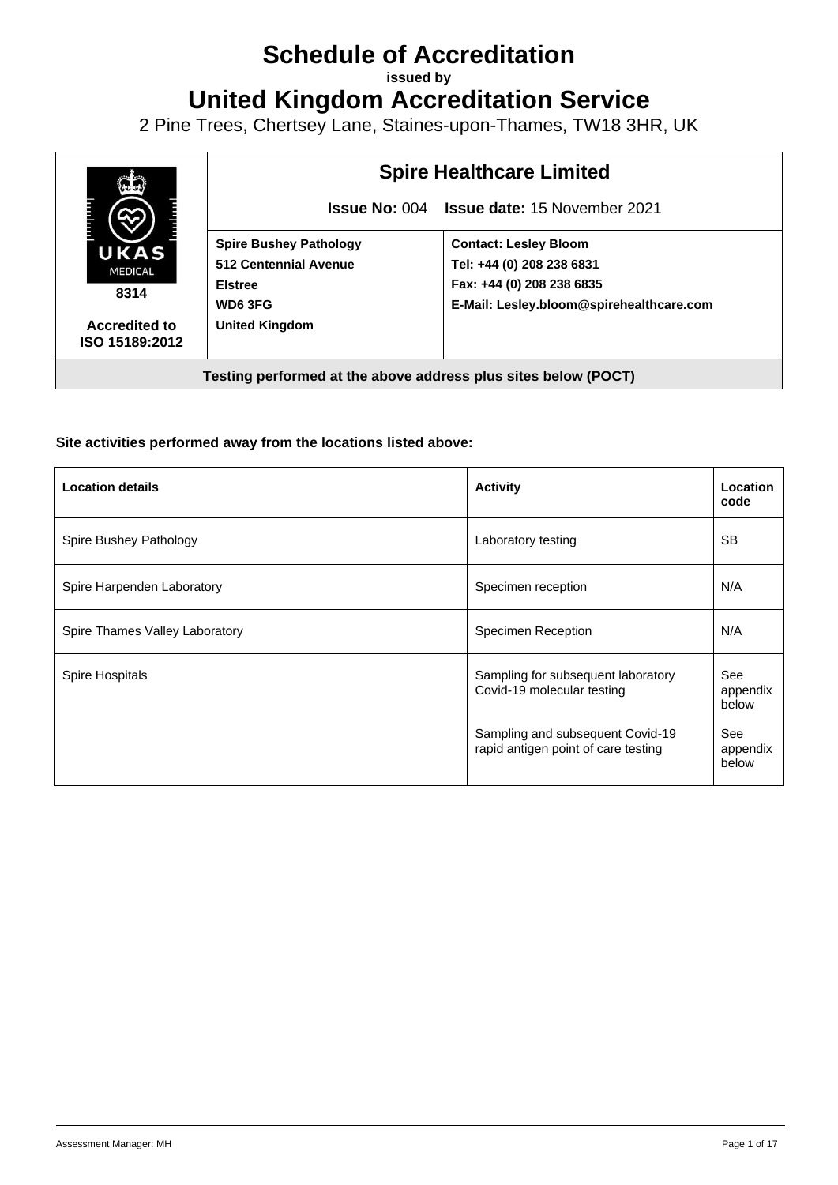# Schedule of Accreditation

**issued by**

# United Kingdom Accreditation Service

2 Pine Trees, Chertsey Lane, Staines-upon-Thames, TW18 3HR, UK

| UKAS MEDICAL 8314 Accredited to ISO 15189:2012 | **Spire Healthcare Limited** | |
|---|---|---|
| | **Issue No:** 004 **Issue date:** 15 November 2021 | |
| | **Spire Bushey Pathology**<br>**512 Centennial Avenue**<br>**Elstree**<br>**WD6 3FG**<br>**United Kingdom** | **Contact: Lesley Bloom**<br>**Tel: +44 (0) 208 238 6831**<br>**Fax: +44 (0) 208 238 6835**<br>**E-Mail: Lesley.bloom@spirehealthcare.com** |
| **Testing performed at the above address plus sites below (POCT)** | | |

**Site activities performed away from the locations listed above:**

| Location details | Activity | Location code |
|---|---|---|
| Spire Bushey Pathology | Laboratory testing | SB |
| Spire Harpenden Laboratory | Specimen reception | N/A |
| Spire Thames Valley Laboratory | Specimen Reception | N/A |
| Spire Hospitals | Sampling for subsequent laboratory Covid-19 molecular testing | See appendix below |
| | Sampling and subsequent Covid-19 rapid antigen point of care testing | See appendix below |

Assessment Manager: MH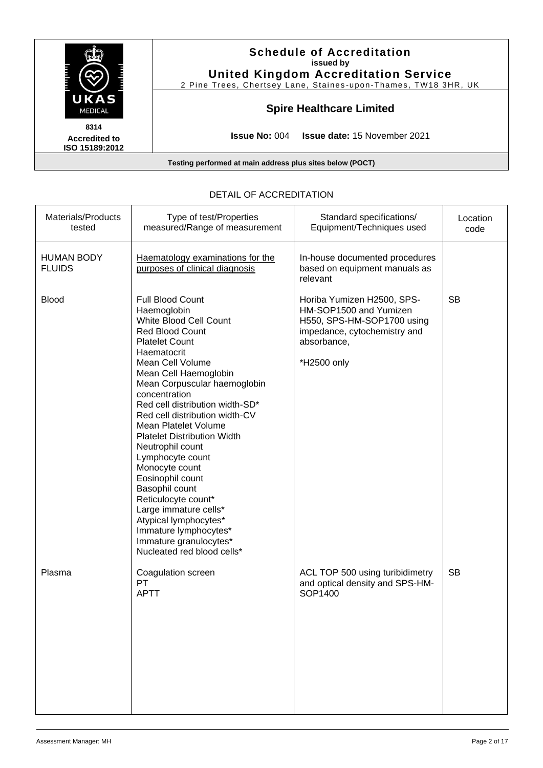**Schedule of Accreditation**
**issued by**
**United Kingdom Accreditation Service**
2 Pine Trees, Chertsey Lane, Staines-upon-Thames, TW18 3HR, UK

UKAS MEDICAL
**8314**
**Accredited to ISO 15189:2012**

**Spire Healthcare Limited**

**Issue No:** 004 **Issue date:** 15 November 2021

**Testing performed at main address plus sites below (POCT)**

DETAIL OF ACCREDITATION

| Materials/Products tested | Type of test/Properties measured/Range of measurement | Standard specifications/ Equipment/Techniques used | Location code |
|---|---|---|---|
| HUMAN BODY FLUIDS | <u>Haematology examinations for the purposes of clinical diagnosis</u> | In-house documented procedures based on equipment manuals as relevant | |
| Blood | Full Blood Count<br>Haemoglobin<br>White Blood Cell Count<br>Red Blood Count<br>Platelet Count<br>Haematocrit<br>Mean Cell Volume<br>Mean Cell Haemoglobin<br>Mean Corpuscular haemoglobin concentration<br>Red cell distribution width-SD*<br>Red cell distribution width-CV<br>Mean Platelet Volume<br>Platelet Distribution Width<br>Neutrophil count<br>Lymphocyte count<br>Monocyte count<br>Eosinophil count<br>Basophil count<br>Reticulocyte count*<br>Large immature cells*<br>Atypical lymphocytes*<br>Immature lymphocytes*<br>Immature granulocytes*<br>Nucleated red blood cells* | Horiba Yumizen H2500, SPS-HM-SOP1500 and Yumizen H550, SPS-HM-SOP1700 using impedance, cytochemistry and absorbance,<br><br>*H2500 only | SB |
| Plasma | Coagulation screen<br>PT<br>APTT | ACL TOP 500 using turibidimetry and optical density and SPS-HM-SOP1400 | SB |

Assessment Manager: MH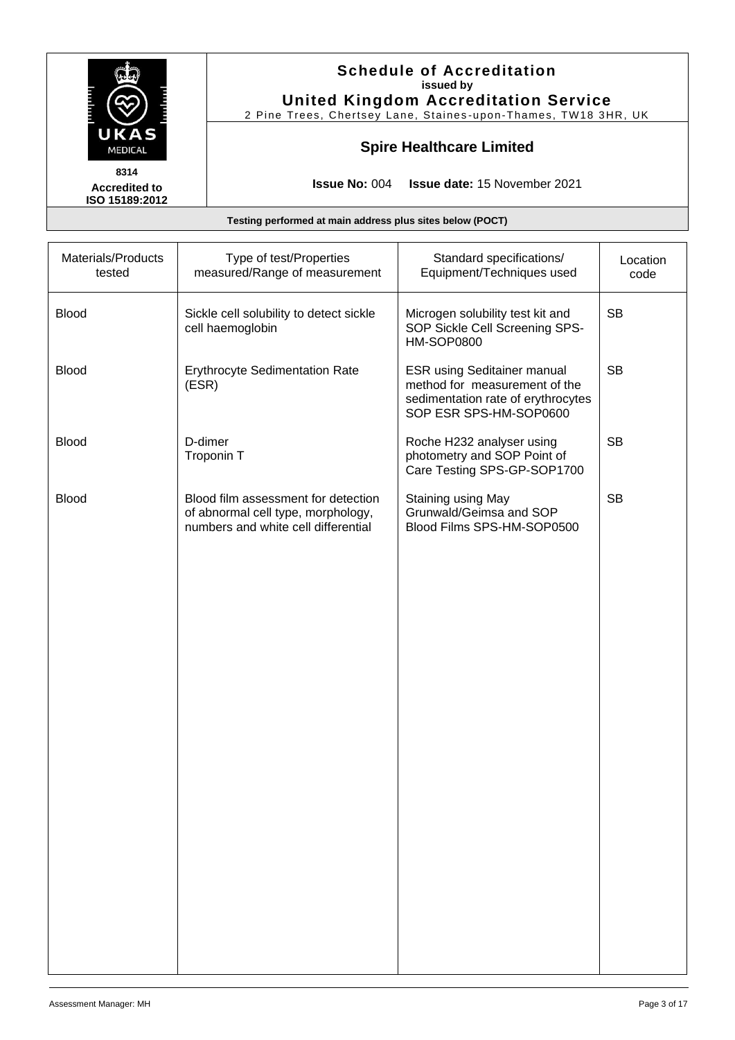| Materials/Products tested | Type of test/Properties measured/Range of measurement | Standard specifications/ Equipment/Techniques used | Location code |
|---|---|---|---|
| Blood | Sickle cell solubility to detect sickle cell haemoglobin | Microgen solubility test kit and SOP Sickle Cell Screening SPS-HM-SOP0800 | SB |
| Blood | Erythrocyte Sedimentation Rate (ESR) | ESR using Seditainer manual method for measurement of the sedimentation rate of erythrocytes SOP ESR SPS-HM-SOP0600 | SB |
| Blood | D-dimer<br>Troponin T | Roche H232 analyser using photometry and SOP Point of Care Testing SPS-GP-SOP1700 | SB |
| Blood | Blood film assessment for detection of abnormal cell type, morphology, numbers and white cell differential | Staining using May Grunwald/Geimsa and SOP Blood Films SPS-HM-SOP0500 | SB |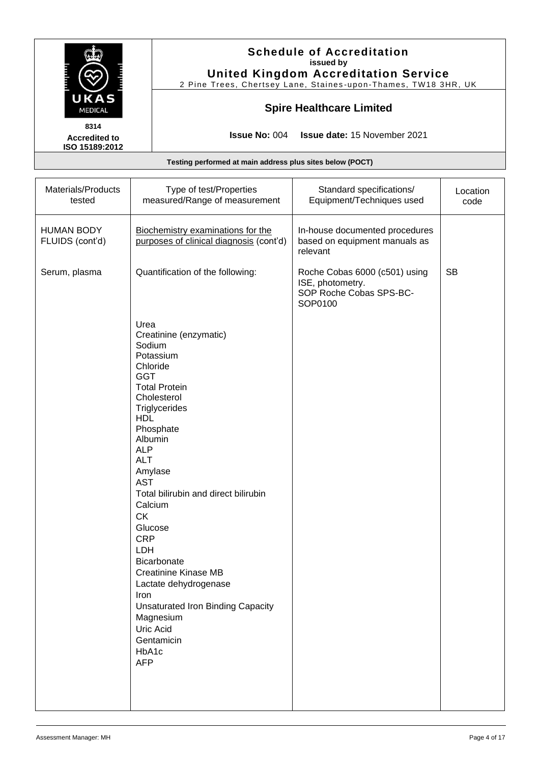# Schedule of Accreditation
issued by
**United Kingdom Accreditation Service**
2 Pine Trees, Chertsey Lane, Staines-upon-Thames, TW18 3HR, UK

## Spire Healthcare Limited

8314
**Accredited to ISO 15189:2012**

**Issue No:** 004 **Issue date:** 15 November 2021

**Testing performed at main address plus sites below (POCT)**

| Materials/Products tested | Type of test/Properties measured/Range of measurement | Standard specifications/ Equipment/Techniques used | Location code |
|---|---|---|---|
| HUMAN BODY FLUIDS (cont'd) | Biochemistry examinations for the purposes of clinical diagnosis (cont'd) | In-house documented procedures based on equipment manuals as relevant | |
| Serum, plasma | Quantification of the following: | Roche Cobas 6000 (c501) using ISE, photometry.<br>SOP Roche Cobas SPS-BC-SOP0100 | SB |
| | Urea<br>Creatinine (enzymatic)<br>Sodium<br>Potassium<br>Chloride<br>GGT<br>Total Protein<br>Cholesterol<br>Triglycerides<br>HDL<br>Phosphate<br>Albumin<br>ALP<br>ALT<br>Amylase<br>AST<br>Total bilirubin and direct bilirubin<br>Calcium<br>CK<br>Glucose<br>CRP<br>LDH<br>Bicarbonate<br>Creatinine Kinase MB<br>Lactate dehydrogenase<br>Iron<br>Unsaturated Iron Binding Capacity<br>Magnesium<br>Uric Acid<br>Gentamicin<br>HbA1c<br>AFP | | |

Assessment Manager: MH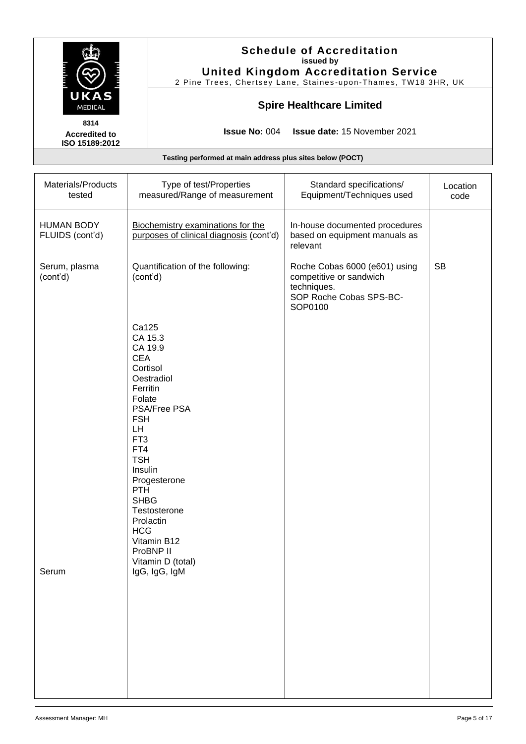**Schedule of Accreditation**
**issued by**
**United Kingdom Accreditation Service**
2 Pine Trees, Chertsey Lane, Staines-upon-Thames, TW18 3HR, UK

UKAS MEDICAL

**8314**
**Accredited to ISO 15189:2012**

## Spire Healthcare Limited

**Issue No:** 004 **Issue date:** 15 November 2021

**Testing performed at main address plus sites below (POCT)**

| Materials/Products tested | Type of test/Properties measured/Range of measurement | Standard specifications/ Equipment/Techniques used | Location code |
|---|---|---|---|
| HUMAN BODY FLUIDS (cont'd) | Biochemistry examinations for the purposes of clinical diagnosis (cont'd) | In-house documented procedures based on equipment manuals as relevant | |
| Serum, plasma (cont'd) | Quantification of the following: (cont'd) | Roche Cobas 6000 (e601) using competitive or sandwich techniques. SOP Roche Cobas SPS-BC-SOP0100 | SB |
| | Ca125<br>CA 15.3<br>CA 19.9<br>CEA<br>Cortisol<br>Oestradiol<br>Ferritin<br>Folate<br>PSA/Free PSA<br>FSH<br>LH<br>FT3<br>FT4<br>TSH<br>Insulin<br>Progesterone<br>PTH<br>SHBG<br>Testosterone<br>Prolactin<br>HCG<br>Vitamin B12<br>ProBNP II<br>Vitamin D (total) | | |
| Serum | IgG, IgG, IgM | | |

Assessment Manager: MH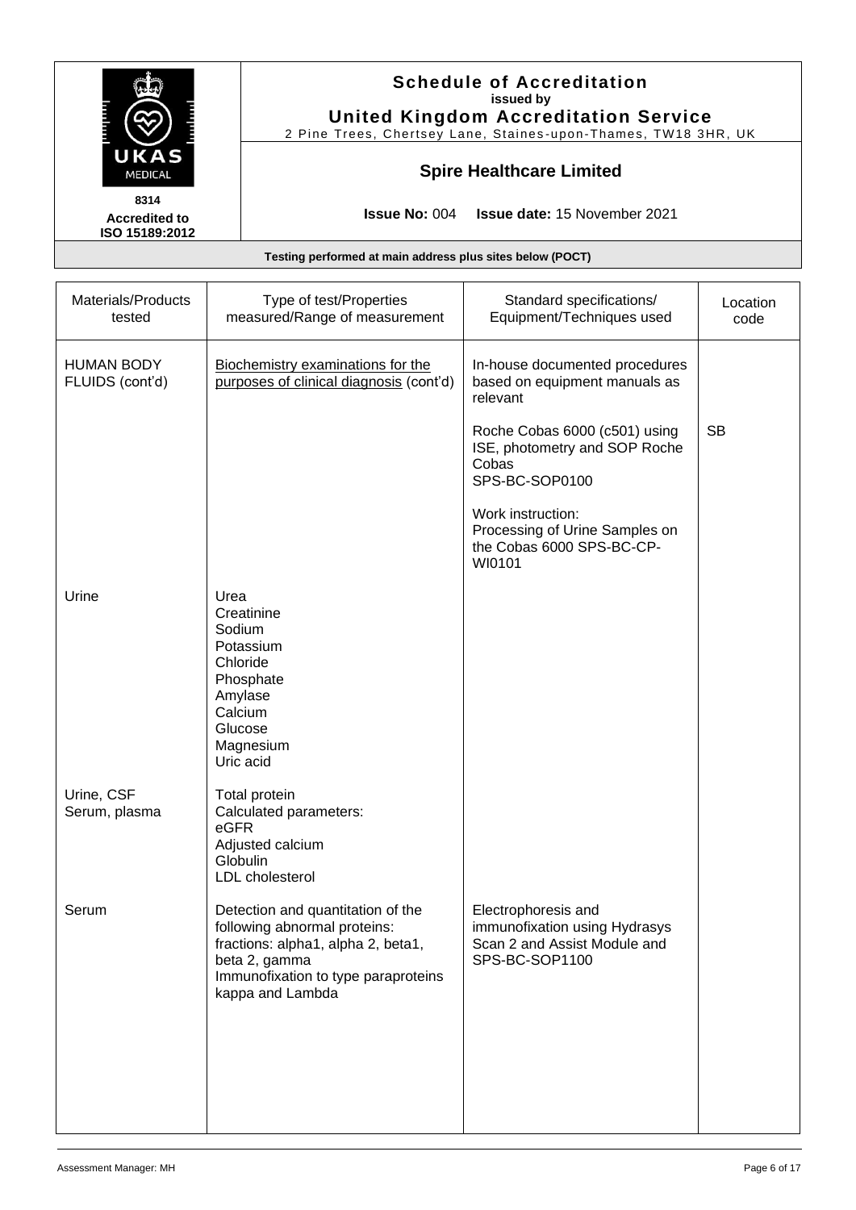# Schedule of Accreditation

issued by

**United Kingdom Accreditation Service**

2 Pine Trees, Chertsey Lane, Staines-upon-Thames, TW18 3HR, UK

8314

**Accredited to ISO 15189:2012**

## Spire Healthcare Limited

**Issue No:** 004 **Issue date:** 15 November 2021

**Testing performed at main address plus sites below (POCT)**

| Materials/Products tested | Type of test/Properties measured/Range of measurement | Standard specifications/ Equipment/Techniques used | Location code |
|---|---|---|---|
| HUMAN BODY FLUIDS (cont'd) | Biochemistry examinations for the purposes of clinical diagnosis (cont'd) | In-house documented procedures based on equipment manuals as relevant<br><br>Roche Cobas 6000 (c501) using ISE, photometry and SOP Roche Cobas SPS-BC-SOP0100<br><br>Work instruction: Processing of Urine Samples on the Cobas 6000 SPS-BC-CP-WI0101 | SB |
| Urine | Urea<br>Creatinine<br>Sodium<br>Potassium<br>Chloride<br>Phosphate<br>Amylase<br>Calcium<br>Glucose<br>Magnesium<br>Uric acid | | |
| Urine, CSF<br>Serum, plasma | Total protein<br>Calculated parameters:<br>eGFR<br>Adjusted calcium<br>Globulin<br>LDL cholesterol | | |
| Serum | Detection and quantitation of the following abnormal proteins: fractions: alpha1, alpha 2, beta1, beta 2, gamma<br>Immunofixation to type paraproteins kappa and Lambda | Electrophoresis and immunofixation using Hydrasys Scan 2 and Assist Module and SPS-BC-SOP1100 | |

Assessment Manager: MH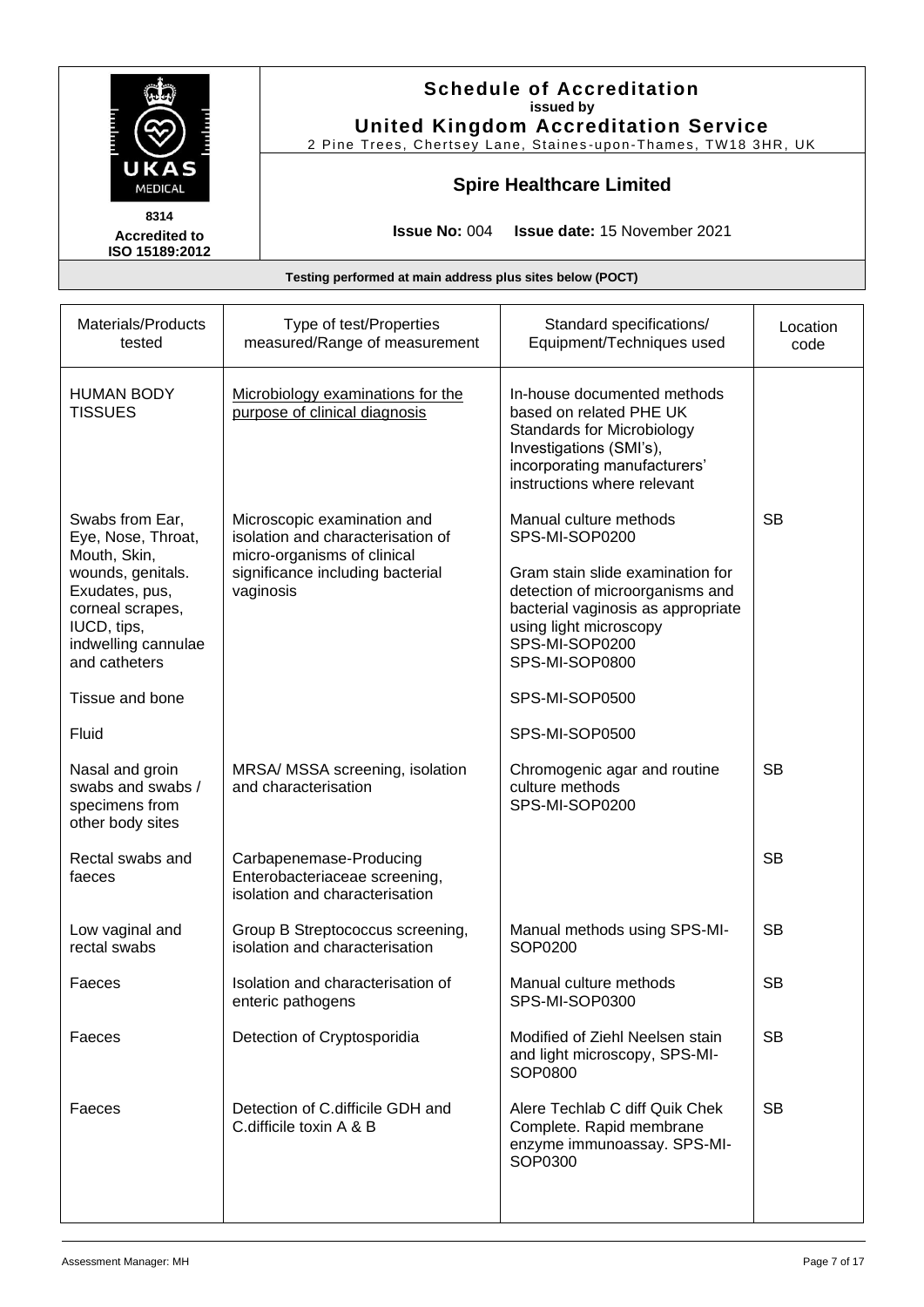# Schedule of Accreditation

**issued by**

**United Kingdom Accreditation Service**

2 Pine Trees, Chertsey Lane, Staines-upon-Thames, TW18 3HR, UK

UKAS MEDICAL

8314

**Accredited to ISO 15189:2012**

## Spire Healthcare Limited

**Issue No:** 004 **Issue date:** 15 November 2021

**Testing performed at main address plus sites below (POCT)**

| Materials/Products tested | Type of test/Properties measured/Range of measurement | Standard specifications/ Equipment/Techniques used | Location code |
|---|---|---|---|
| HUMAN BODY TISSUES | Microbiology examinations for the purpose of clinical diagnosis | In-house documented methods based on related PHE UK Standards for Microbiology Investigations (SMI's), incorporating manufacturers' instructions where relevant | |
| Swabs from Ear, Eye, Nose, Throat, Mouth, Skin, wounds, genitals. Exudates, pus, corneal scrapes, IUCD, tips, indwelling cannulae and catheters | Microscopic examination and isolation and characterisation of micro-organisms of clinical significance including bacterial vaginosis | Manual culture methods SPS-MI-SOP0200<br><br>Gram stain slide examination for detection of microorganisms and bacterial vaginosis as appropriate using light microscopy SPS-MI-SOP0200 SPS-MI-SOP0800 | SB |
| Tissue and bone | | SPS-MI-SOP0500 | |
| Fluid | | SPS-MI-SOP0500 | |
| Nasal and groin swabs and swabs / specimens from other body sites | MRSA/ MSSA screening, isolation and characterisation | Chromogenic agar and routine culture methods SPS-MI-SOP0200 | SB |
| Rectal swabs and faeces | Carbapenemase-Producing Enterobacteriaceae screening, isolation and characterisation | | SB |
| Low vaginal and rectal swabs | Group B Streptococcus screening, isolation and characterisation | Manual methods using SPS-MI-SOP0200 | SB |
| Faeces | Isolation and characterisation of enteric pathogens | Manual culture methods SPS-MI-SOP0300 | SB |
| Faeces | Detection of Cryptosporidia | Modified of Ziehl Neelsen stain and light microscopy, SPS-MI-SOP0800 | SB |
| Faeces | Detection of C.difficile GDH and C.difficile toxin A & B | Alere Techlab C diff Quik Chek Complete. Rapid membrane enzyme immunoassay. SPS-MI-SOP0300 | SB |

Assessment Manager: MH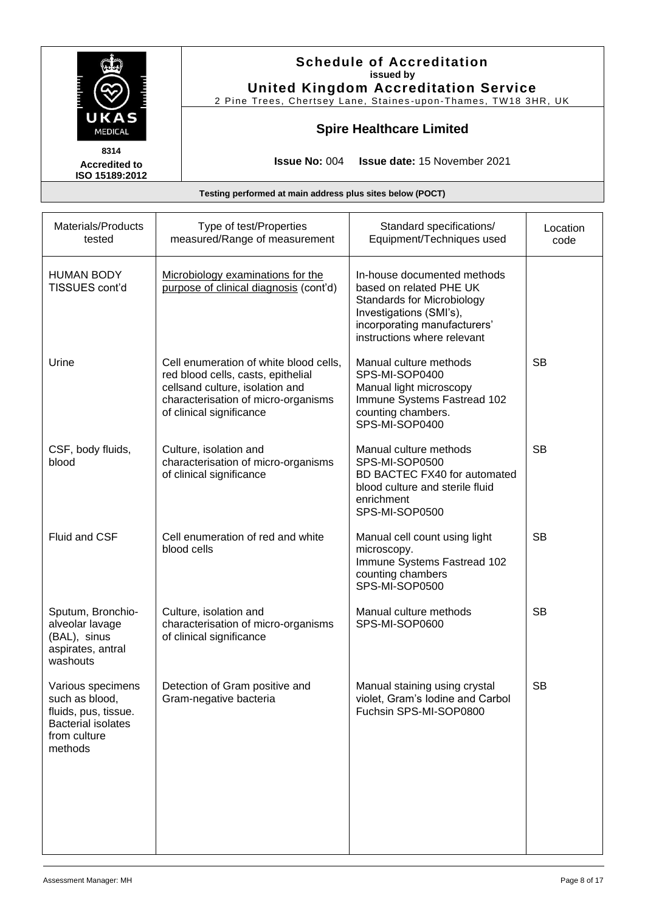# Schedule of Accreditation

issued by

**United Kingdom Accreditation Service**

2 Pine Trees, Chertsey Lane, Staines-upon-Thames, TW18 3HR, UK

8314

Accredited to ISO 15189:2012

## Spire Healthcare Limited

**Issue No:** 004 **Issue date:** 15 November 2021

**Testing performed at main address plus sites below (POCT)**

| Materials/Products tested | Type of test/Properties measured/Range of measurement | Standard specifications/ Equipment/Techniques used | Location code |
|---|---|---|---|
| HUMAN BODY TISSUES cont'd | Microbiology examinations for the purpose of clinical diagnosis (cont'd) | In-house documented methods based on related PHE UK Standards for Microbiology Investigations (SMI's), incorporating manufacturers' instructions where relevant | |
| Urine | Cell enumeration of white blood cells, red blood cells, casts, epithelial cellsand culture, isolation and characterisation of micro-organisms of clinical significance | Manual culture methods SPS-MI-SOP0400<br>Manual light microscopy Immune Systems Fastread 102 counting chambers. SPS-MI-SOP0400 | SB |
| CSF, body fluids, blood | Culture, isolation and characterisation of micro-organisms of clinical significance | Manual culture methods SPS-MI-SOP0500<br>BD BACTEC FX40 for automated blood culture and sterile fluid enrichment SPS-MI-SOP0500 | SB |
| Fluid and CSF | Cell enumeration of red and white blood cells | Manual cell count using light microscopy.<br>Immune Systems Fastread 102 counting chambers SPS-MI-SOP0500 | SB |
| Sputum, Bronchio-alveolar lavage (BAL), sinus aspirates, antral washouts | Culture, isolation and characterisation of micro-organisms of clinical significance | Manual culture methods SPS-MI-SOP0600 | SB |
| Various specimens such as blood, fluids, pus, tissue. Bacterial isolates from culture methods | Detection of Gram positive and Gram-negative bacteria | Manual staining using crystal violet, Gram's Iodine and Carbol Fuchsin SPS-MI-SOP0800 | SB |

Assessment Manager: MH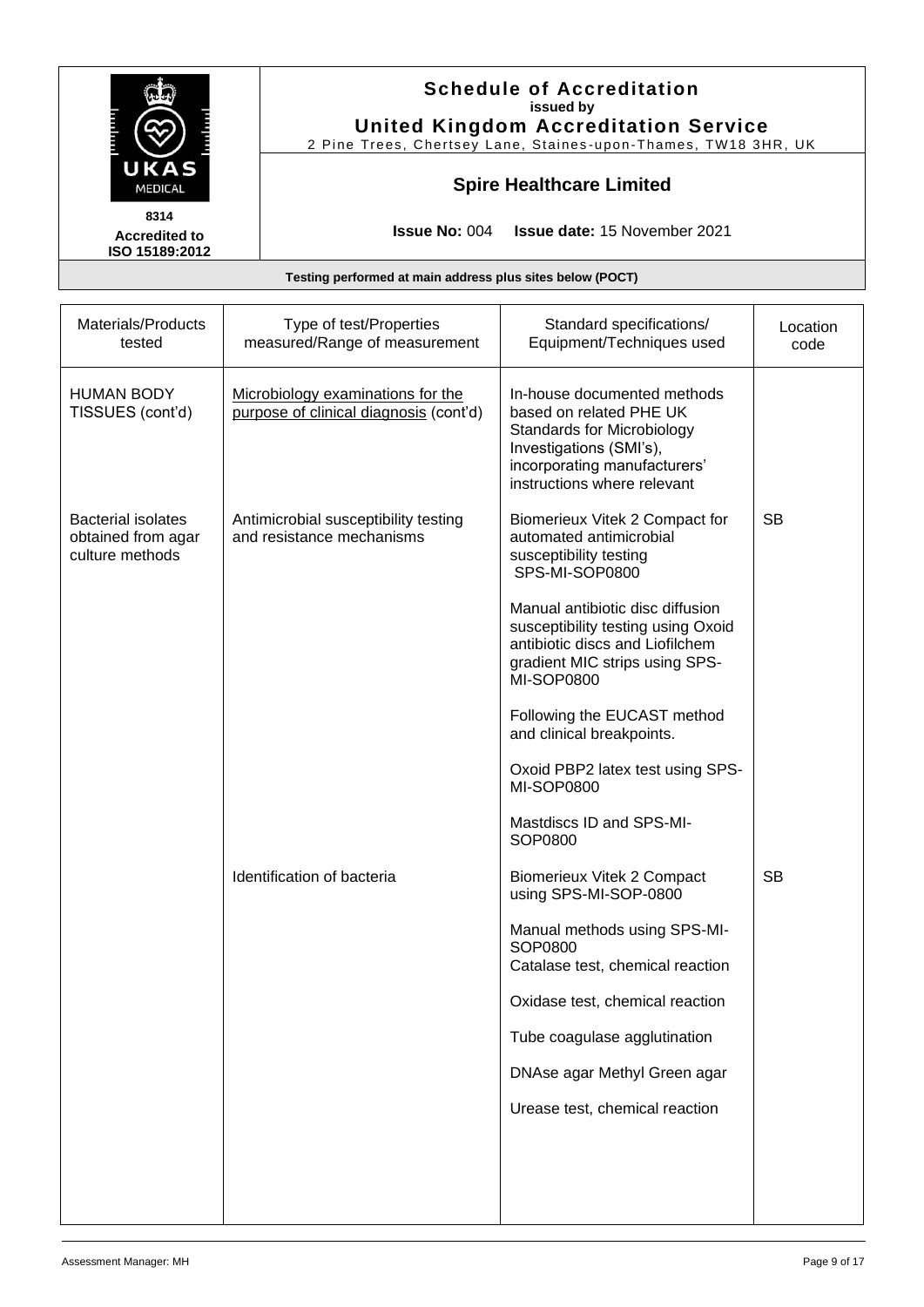# Schedule of Accreditation

issued by

**United Kingdom Accreditation Service**

2 Pine Trees, Chertsey Lane, Staines-upon-Thames, TW18 3HR, UK

UKAS MEDICAL

8314

**Accredited to ISO 15189:2012**

## Spire Healthcare Limited

**Issue No:** 004 **Issue date:** 15 November 2021

**Testing performed at main address plus sites below (POCT)**

| Materials/Products tested | Type of test/Properties measured/Range of measurement | Standard specifications/ Equipment/Techniques used | Location code |
|---|---|---|---|
| HUMAN BODY TISSUES (cont'd) | Microbiology examinations for the purpose of clinical diagnosis (cont'd) | In-house documented methods based on related PHE UK Standards for Microbiology Investigations (SMI's), incorporating manufacturers' instructions where relevant | |
| Bacterial isolates obtained from agar culture methods | Antimicrobial susceptibility testing and resistance mechanisms | Biomerieux Vitek 2 Compact for automated antimicrobial susceptibility testing SPS-MI-SOP0800 | SB |
| | | Manual antibiotic disc diffusion susceptibility testing using Oxoid antibiotic discs and Liofilchem gradient MIC strips using SPS-MI-SOP0800 | |
| | | Following the EUCAST method and clinical breakpoints. | |
| | | Oxoid PBP2 latex test using SPS-MI-SOP0800 | |
| | | Mastdiscs ID and SPS-MI-SOP0800 | |
| | Identification of bacteria | Biomerieux Vitek 2 Compact using SPS-MI-SOP-0800 | SB |
| | | Manual methods using SPS-MI-SOP0800<br>Catalase test, chemical reaction | |
| | | Oxidase test, chemical reaction | |
| | | Tube coagulase agglutination | |
| | | DNAse agar Methyl Green agar | |
| | | Urease test, chemical reaction | |

Assessment Manager: MH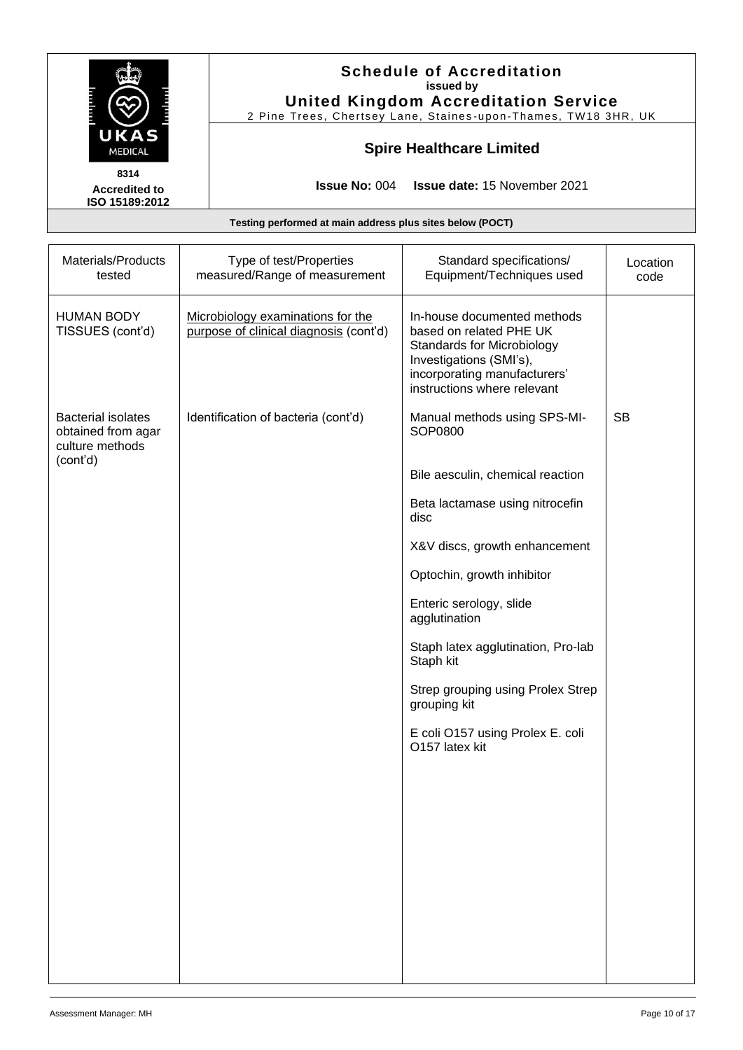# Schedule of Accreditation
**issued by**
**United Kingdom Accreditation Service**
2 Pine Trees, Chertsey Lane, Staines-upon-Thames, TW18 3HR, UK

**8314**
**Accredited to ISO 15189:2012**

## Spire Healthcare Limited

**Issue No:** 004 **Issue date:** 15 November 2021

**Testing performed at main address plus sites below (POCT)**

| Materials/Products tested | Type of test/Properties measured/Range of measurement | Standard specifications/ Equipment/Techniques used | Location code |
|---|---|---|---|
| HUMAN BODY TISSUES (cont'd) | Microbiology examinations for the purpose of clinical diagnosis (cont'd) | In-house documented methods based on related PHE UK Standards for Microbiology Investigations (SMI's), incorporating manufacturers' instructions where relevant | |
| Bacterial isolates obtained from agar culture methods (cont'd) | Identification of bacteria (cont'd) | Manual methods using SPS-MI-SOP0800 | SB |
| | | Bile aesculin, chemical reaction | |
| | | Beta lactamase using nitrocefin disc | |
| | | X&V discs, growth enhancement | |
| | | Optochin, growth inhibitor | |
| | | Enteric serology, slide agglutination | |
| | | Staph latex agglutination, Pro-lab Staph kit | |
| | | Strep grouping using Prolex Strep grouping kit | |
| | | E coli O157 using Prolex E. coli O157 latex kit | |

Assessment Manager: MH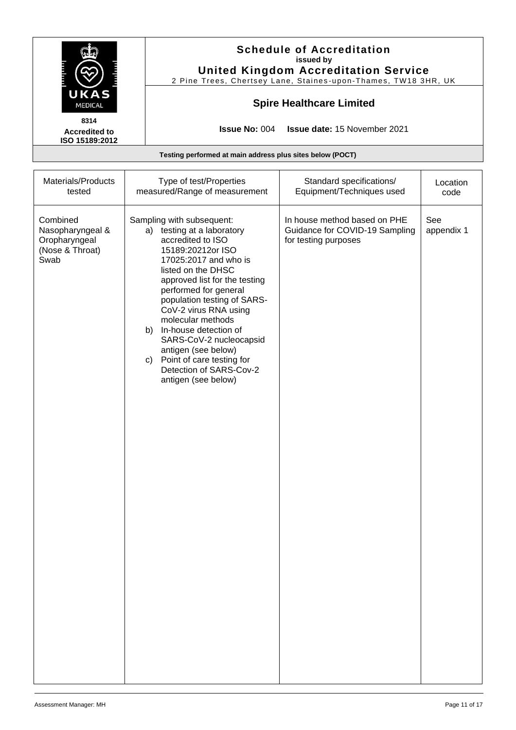# Schedule of Accreditation

**issued by**

**United Kingdom Accreditation Service**

2 Pine Trees, Chertsey Lane, Staines-upon-Thames, TW18 3HR, UK

**8314**

**Accredited to ISO 15189:2012**

## Spire Healthcare Limited

**Issue No:** 004 **Issue date:** 15 November 2021

**Testing performed at main address plus sites below (POCT)**

| Materials/Products tested | Type of test/Properties measured/Range of measurement | Standard specifications/ Equipment/Techniques used | Location code |
|---|---|---|---|
| Combined Nasopharyngeal & Oropharyngeal (Nose & Throat) Swab | Sampling with subsequent:<br>a) testing at a laboratory accredited to ISO 15189:20212or ISO 17025:2017 and who is listed on the DHSC approved list for the testing performed for general population testing of SARS-CoV-2 virus RNA using molecular methods<br>b) In-house detection of SARS-CoV-2 nucleocapsid antigen (see below)<br>c) Point of care testing for Detection of SARS-Cov-2 antigen (see below) | In house method based on PHE Guidance for COVID-19 Sampling for testing purposes | See appendix 1 |

Assessment Manager: MH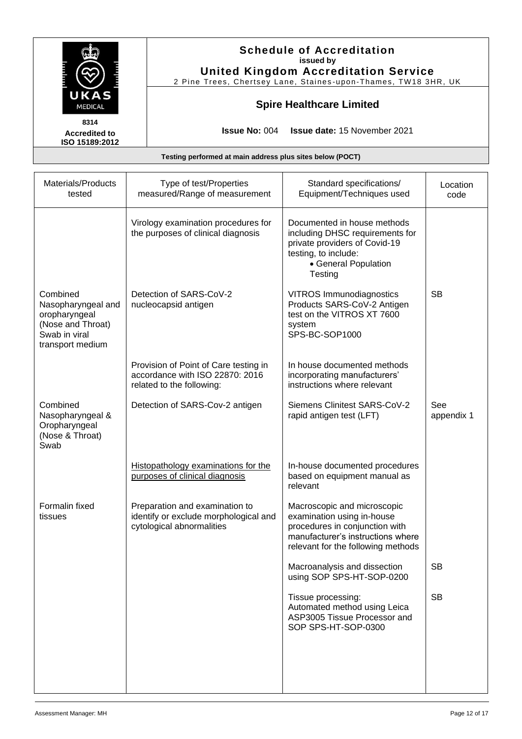# Schedule of Accreditation

**issued by**

**United Kingdom Accreditation Service**

2 Pine Trees, Chertsey Lane, Staines-upon-Thames, TW18 3HR, UK

**8314**

**Accredited to ISO 15189:2012**

## Spire Healthcare Limited

**Issue No:** 004 **Issue date:** 15 November 2021

**Testing performed at main address plus sites below (POCT)**

| Materials/Products tested | Type of test/Properties measured/Range of measurement | Standard specifications/ Equipment/Techniques used | Location code |
|---|---|---|---|
| | Virology examination procedures for the purposes of clinical diagnosis | Documented in house methods including DHSC requirements for private providers of Covid-19 testing, to include: • General Population Testing | |
| Combined Nasopharyngeal and oropharyngeal (Nose and Throat) Swab in viral transport medium | Detection of SARS-CoV-2 nucleocapsid antigen | VITROS Immunodiagnostics Products SARS-CoV-2 Antigen test on the VITROS XT 7600 system SPS-BC-SOP1000 | SB |
| | Provision of Point of Care testing in accordance with ISO 22870: 2016 related to the following: | In house documented methods incorporating manufacturers' instructions where relevant | |
| Combined Nasopharyngeal & Oropharyngeal (Nose & Throat) Swab | Detection of SARS-Cov-2 antigen | Siemens Clinitest SARS-CoV-2 rapid antigen test (LFT) | See appendix 1 |
| | Histopathology examinations for the purposes of clinical diagnosis | In-house documented procedures based on equipment manual as relevant | |
| Formalin fixed tissues | Preparation and examination to identify or exclude morphological and cytological abnormalities | Macroscopic and microscopic examination using in-house procedures in conjunction with manufacturer's instructions where relevant for the following methods | |
| | | Macroanalysis and dissection using SOP SPS-HT-SOP-0200 | SB |
| | | Tissue processing: Automated method using Leica ASP3005 Tissue Processor and SOP SPS-HT-SOP-0300 | SB |

Assessment Manager: MH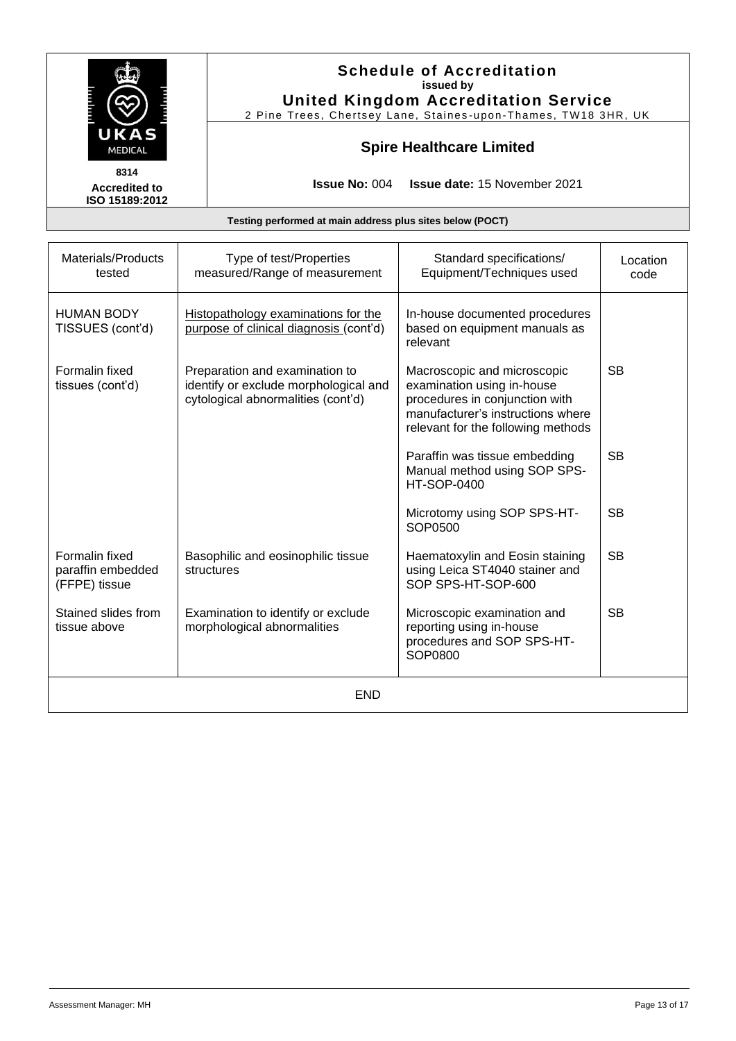**Schedule of Accreditation**
**issued by**
**United Kingdom Accreditation Service**
2 Pine Trees, Chertsey Lane, Staines-upon-Thames, TW18 3HR, UK

**8314**
**Accredited to ISO 15189:2012**

## Spire Healthcare Limited

**Issue No:** 004 **Issue date:** 15 November 2021

**Testing performed at main address plus sites below (POCT)**

| Materials/Products tested | Type of test/Properties measured/Range of measurement | Standard specifications/ Equipment/Techniques used | Location code |
|---|---|---|---|
| HUMAN BODY TISSUES (cont'd) | Histopathology examinations for the purpose of clinical diagnosis (cont'd) | In-house documented procedures based on equipment manuals as relevant | |
| Formalin fixed tissues (cont'd) | Preparation and examination to identify or exclude morphological and cytological abnormalities (cont'd) | Macroscopic and microscopic examination using in-house procedures in conjunction with manufacturer's instructions where relevant for the following methods | SB |
| | | Paraffin was tissue embedding Manual method using SOP SPS-HT-SOP-0400 | SB |
| | | Microtomy using SOP SPS-HT-SOP0500 | SB |
| Formalin fixed paraffin embedded (FFPE) tissue | Basophilic and eosinophilic tissue structures | Haematoxylin and Eosin staining using Leica ST4040 stainer and SOP SPS-HT-SOP-600 | SB |
| Stained slides from tissue above | Examination to identify or exclude morphological abnormalities | Microscopic examination and reporting using in-house procedures and SOP SPS-HT-SOP0800 | SB |

END

Assessment Manager: MH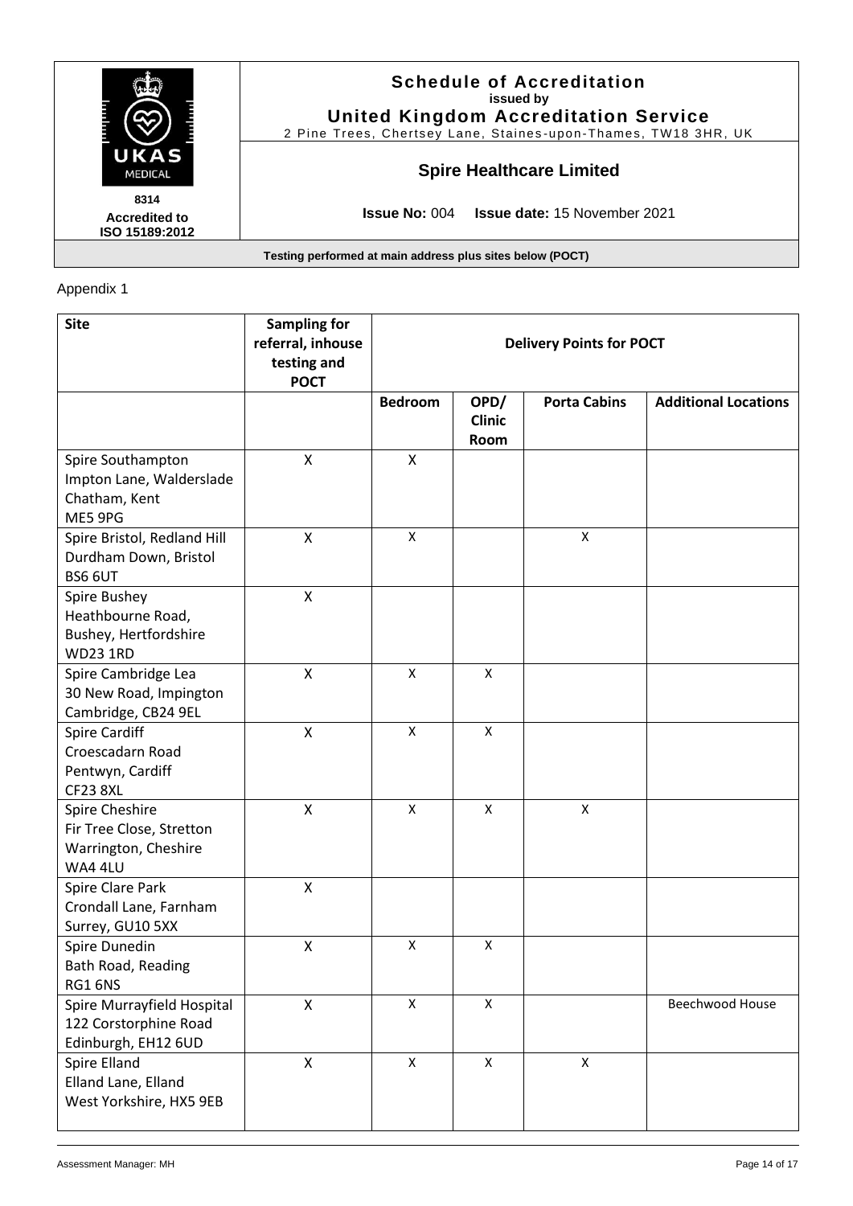Appendix 1

| Site | Sampling for referral, inhouse testing and POCT | Delivery Points for POCT | | | |
|---|---|---|---|---|---|
| | | Bedroom | OPD/ Clinic Room | Porta Cabins | Additional Locations |
| Spire Southampton<br>Impton Lane, Walderslade<br>Chatham, Kent<br>ME5 9PG | X | X | | | |
| Spire Bristol, Redland Hill<br>Durdham Down, Bristol<br>BS6 6UT | X | X | | X | |
| Spire Bushey<br>Heathbourne Road,<br>Bushey, Hertfordshire<br>WD23 1RD | X | | | | |
| Spire Cambridge Lea<br>30 New Road, Impington<br>Cambridge, CB24 9EL | X | X | X | | |
| Spire Cardiff<br>Croescadarn Road<br>Pentwyn, Cardiff<br>CF23 8XL | X | X | X | | |
| Spire Cheshire<br>Fir Tree Close, Stretton<br>Warrington, Cheshire<br>WA4 4LU | X | X | X | X | |
| Spire Clare Park<br>Crondall Lane, Farnham<br>Surrey, GU10 5XX | X | | | | |
| Spire Dunedin<br>Bath Road, Reading<br>RG1 6NS | X | X | X | | |
| Spire Murrayfield Hospital<br>122 Corstorphine Road<br>Edinburgh, EH12 6UD | X | X | X | | Beechwood House |
| Spire Elland<br>Elland Lane, Elland<br>West Yorkshire, HX5 9EB | X | X | X | X | |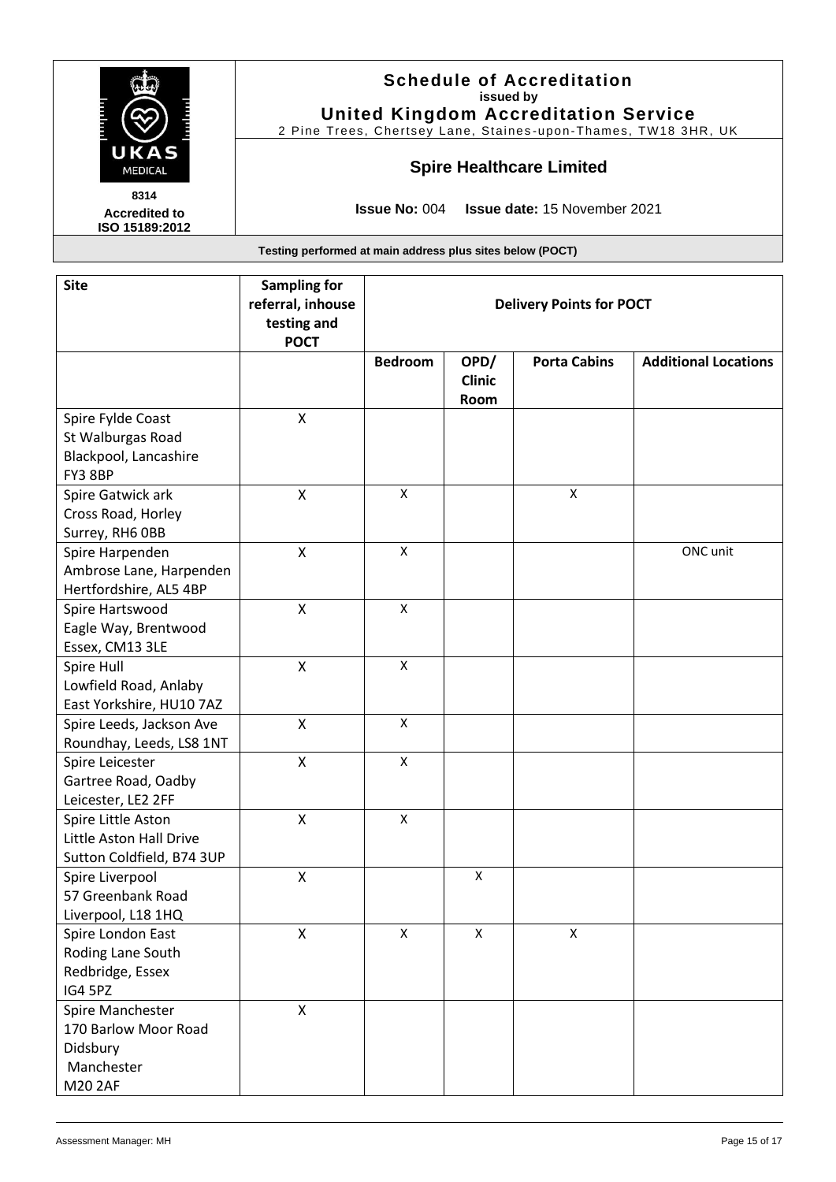**Schedule of Accreditation**
**issued by**
**United Kingdom Accreditation Service**
2 Pine Trees, Chertsey Lane, Staines-upon-Thames, TW18 3HR, UK

8314
**Accredited to ISO 15189:2012**

## Spire Healthcare Limited

**Issue No:** 004 **Issue date:** 15 November 2021

**Testing performed at main address plus sites below (POCT)**

| Site | Sampling for referral, inhouse testing and POCT | Delivery Points for POCT | | | |
|---|---|---|---|---|---|
| | | Bedroom | OPD/ Clinic Room | Porta Cabins | Additional Locations |
| Spire Fylde Coast<br>St Walburgas Road<br>Blackpool, Lancashire<br>FY3 8BP | X | | | | |
| Spire Gatwick ark<br>Cross Road, Horley<br>Surrey, RH6 0BB | X | X | | X | |
| Spire Harpenden<br>Ambrose Lane, Harpenden<br>Hertfordshire, AL5 4BP | X | X | | | ONC unit |
| Spire Hartswood<br>Eagle Way, Brentwood<br>Essex, CM13 3LE | X | X | | | |
| Spire Hull<br>Lowfield Road, Anlaby<br>East Yorkshire, HU10 7AZ | X | X | | | |
| Spire Leeds, Jackson Ave<br>Roundhay, Leeds, LS8 1NT | X | X | | | |
| Spire Leicester<br>Gartree Road, Oadby<br>Leicester, LE2 2FF | X | X | | | |
| Spire Little Aston<br>Little Aston Hall Drive<br>Sutton Coldfield, B74 3UP | X | X | | | |
| Spire Liverpool<br>57 Greenbank Road<br>Liverpool, L18 1HQ | X | | X | | |
| Spire London East<br>Roding Lane South<br>Redbridge, Essex<br>IG4 5PZ | X | X | X | X | |
| Spire Manchester<br>170 Barlow Moor Road<br>Didsbury<br>Manchester<br>M20 2AF | X | | | | |

Assessment Manager: MH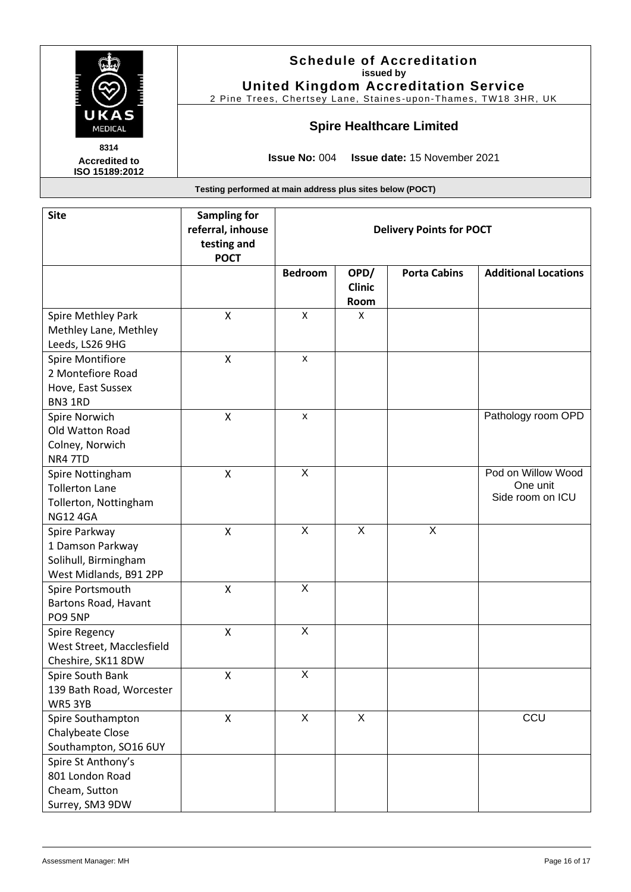**Schedule of Accreditation**
**issued by**
**United Kingdom Accreditation Service**
2 Pine Trees, Chertsey Lane, Staines-upon-Thames, TW18 3HR, UK

**8314**
**Accredited to ISO 15189:2012**

## Spire Healthcare Limited

**Issue No:** 004 **Issue date:** 15 November 2021

**Testing performed at main address plus sites below (POCT)**

| Site | Sampling for referral, inhouse testing and POCT | Delivery Points for POCT | | | |
|---|---|---|---|---|---|
| | | Bedroom | OPD/ Clinic Room | Porta Cabins | Additional Locations |
| Spire Methley Park<br>Methley Lane, Methley<br>Leeds, LS26 9HG | X | X | X | | |
| Spire Montifiore<br>2 Montefiore Road<br>Hove, East Sussex<br>BN3 1RD | X | x | | | |
| Spire Norwich<br>Old Watton Road<br>Colney, Norwich<br>NR4 7TD | X | x | | | Pathology room OPD |
| Spire Nottingham<br>Tollerton Lane<br>Tollerton, Nottingham<br>NG12 4GA | X | X | | | Pod on Willow Wood<br>One unit<br>Side room on ICU |
| Spire Parkway<br>1 Damson Parkway<br>Solihull, Birmingham<br>West Midlands, B91 2PP | X | X | X | X | |
| Spire Portsmouth<br>Bartons Road, Havant<br>PO9 5NP | X | X | | | |
| Spire Regency<br>West Street, Macclesfield<br>Cheshire, SK11 8DW | X | X | | | |
| Spire South Bank<br>139 Bath Road, Worcester<br>WR5 3YB | X | X | | | |
| Spire Southampton<br>Chalybeate Close<br>Southampton, SO16 6UY | X | X | X | | CCU |
| Spire St Anthony's<br>801 London Road<br>Cheam, Sutton<br>Surrey, SM3 9DW | | | | | |

Assessment Manager: MH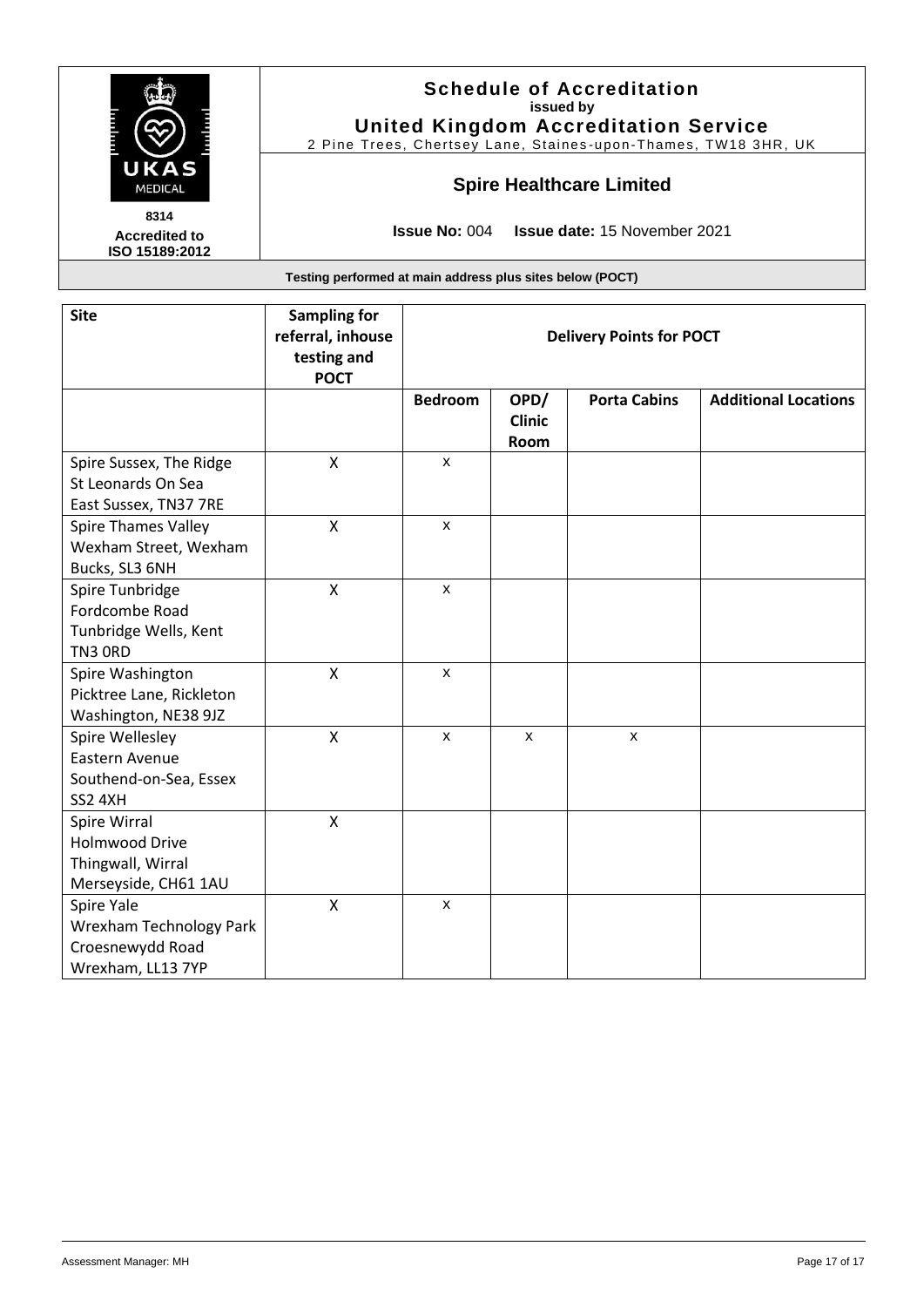**Schedule of Accreditation**
**issued by**
**United Kingdom Accreditation Service**
2 Pine Trees, Chertsey Lane, Staines-upon-Thames, TW18 3HR, UK

**8314**
**Accredited to ISO 15189:2012**

## Spire Healthcare Limited

**Issue No:** 004 **Issue date:** 15 November 2021

**Testing performed at main address plus sites below (POCT)**

| Site | Sampling for referral, inhouse testing and POCT | Delivery Points for POCT | | | |
|---|---|---|---|---|---|
| | | Bedroom | OPD/ Clinic Room | Porta Cabins | Additional Locations |
| Spire Sussex, The Ridge St Leonards On Sea East Sussex, TN37 7RE | X | x | | | |
| Spire Thames Valley Wexham Street, Wexham Bucks, SL3 6NH | X | x | | | |
| Spire Tunbridge Fordcombe Road Tunbridge Wells, Kent TN3 0RD | X | x | | | |
| Spire Washington Picktree Lane, Rickleton Washington, NE38 9JZ | X | x | | | |
| Spire Wellesley Eastern Avenue Southend-on-Sea, Essex SS2 4XH | X | x | x | x | |
| Spire Wirral Holmwood Drive Thingwall, Wirral Merseyside, CH61 1AU | X | | | | |
| Spire Yale Wrexham Technology Park Croesnewydd Road Wrexham, LL13 7YP | X | x | | | |

Assessment Manager: MH